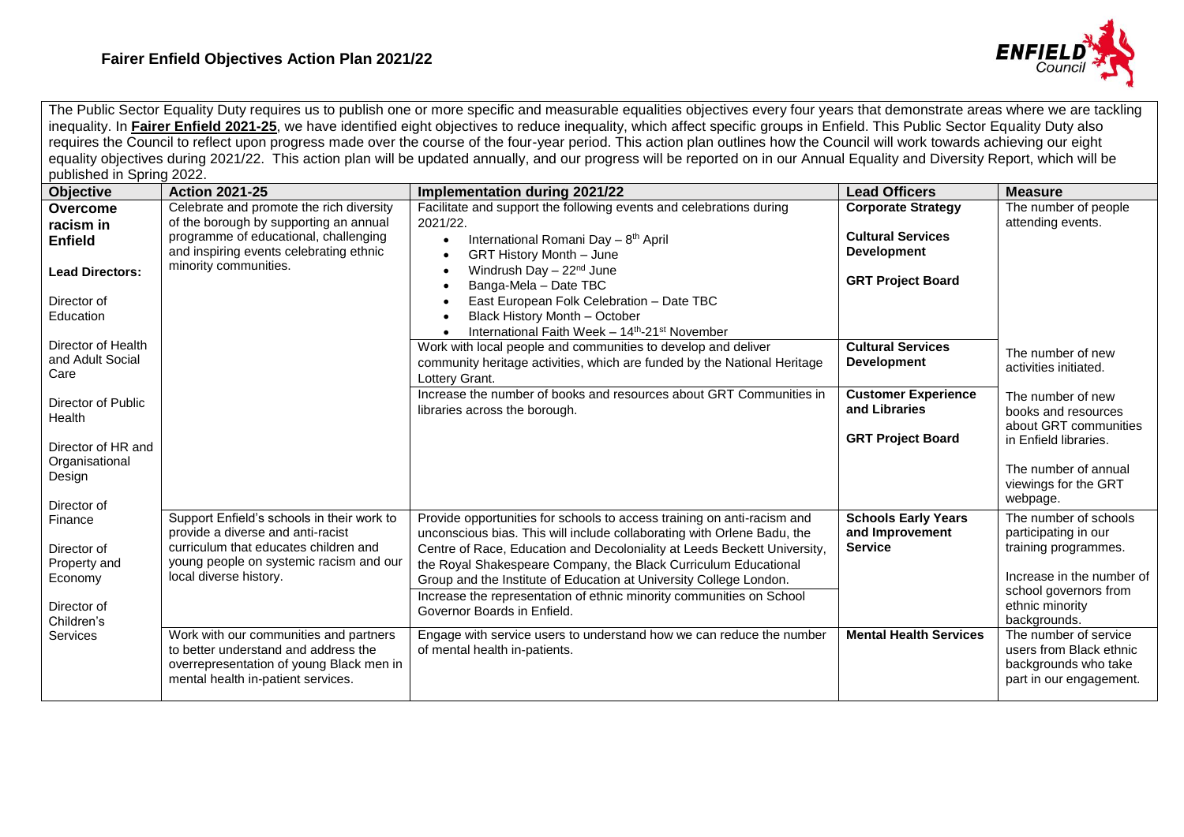# Fairer Enfield Objectives Action Plan 2021/22

The Public Sector Equality Duty requires us to publish one or more specific and measurable equalities objectives every four years that demonstrate areas where we are tackling inequality. In **Fairer Enfield 2021-25**, we have identified eight objectives to reduce inequality, which affect specific groups in Enfield. This Public Sector Equality Duty also requires the Council to reflect upon progress made over the course of the four-year period. This action plan outlines how the Council will work towards achieving our eight equality objectives during 2021/22. This action plan will be updated annually, and our progress will be reported on in our Annual Equality and Diversity Report, which will be published in Spring 2022.

| Objective | Action 2021-25 | Implementation during 2021/22 | Lead Officers | Measure |
|---|---|---|---|---|
| **Overcome racism in Enfield**<br><br>**Lead Directors:**<br><br>Director of Education<br><br>Director of Health and Adult Social Care<br><br>Director of Public Health<br><br>Director of HR and Organisational Design<br><br>Director of Finance<br><br>Director of Property and Economy<br><br>Director of Children's Services | Celebrate and promote the rich diversity of the borough by supporting an annual programme of educational, challenging and inspiring events celebrating ethnic minority communities. | Facilitate and support the following events and celebrations during 2021/22.<br>• International Romani Day – 8th April<br>• GRT History Month – June<br>• Windrush Day – 22nd June<br>• Banga-Mela – Date TBC<br>• East European Folk Celebration – Date TBC<br>• Black History Month – October<br>• International Faith Week – 14th-21st November | **Corporate Strategy**<br><br>**Cultural Services Development**<br><br>**GRT Project Board** | The number of people attending events. |
| | | Work with local people and communities to develop and deliver community heritage activities, which are funded by the National Heritage Lottery Grant. | **Cultural Services Development** | The number of new activities initiated. |
| | | Increase the number of books and resources about GRT Communities in libraries across the borough. | **Customer Experience and Libraries**<br><br>**GRT Project Board** | The number of new books and resources about GRT communities in Enfield libraries.<br><br>The number of annual viewings for the GRT webpage. |
| | Support Enfield's schools in their work to provide a diverse and anti-racist curriculum that educates children and young people on systemic racism and our local diverse history. | Provide opportunities for schools to access training on anti-racism and unconscious bias. This will include collaborating with Orlene Badu, the Centre of Race, Education and Decoloniality at Leeds Beckett University, the Royal Shakespeare Company, the Black Curriculum Educational Group and the Institute of Education at University College London. | **Schools Early Years and Improvement Service** | The number of schools participating in our training programmes. |
| | | Increase the representation of ethnic minority communities on School Governor Boards in Enfield. | | Increase in the number of school governors from ethnic minority backgrounds. |
| | Work with our communities and partners to better understand and address the overrepresentation of young Black men in mental health in-patient services. | Engage with service users to understand how we can reduce the number of mental health in-patients. | **Mental Health Services** | The number of service users from Black ethnic backgrounds who take part in our engagement. |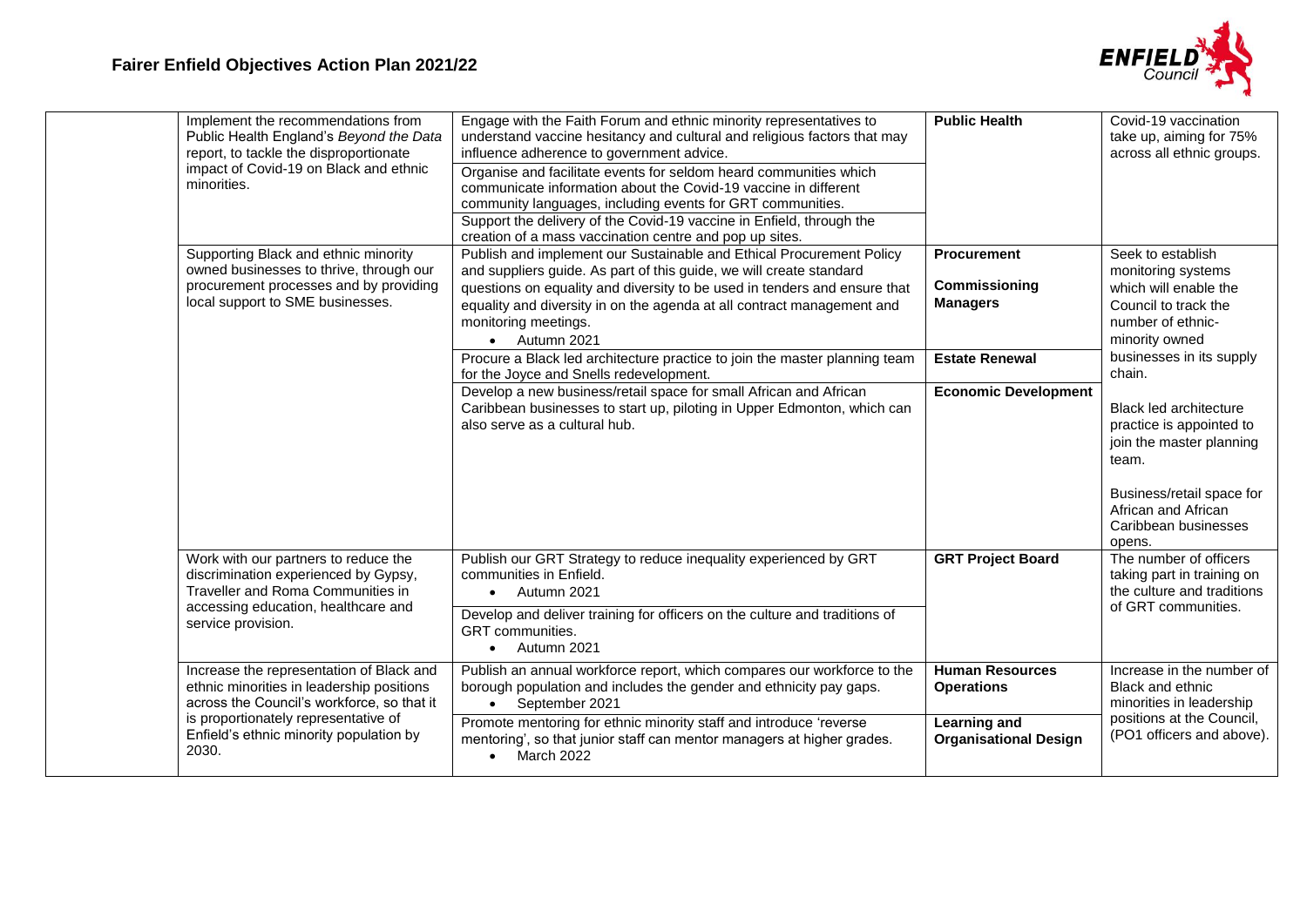| | Objective | Action | Lead | Measure |
|---|---|---|---|---|
| | Implement the recommendations from Public Health England's *Beyond the Data* report, to tackle the disproportionate impact of Covid-19 on Black and ethnic minorities. | Engage with the Faith Forum and ethnic minority representatives to understand vaccine hesitancy and cultural and religious factors that may influence adherence to government advice.<br>Organise and facilitate events for seldom heard communities which communicate information about the Covid-19 vaccine in different community languages, including events for GRT communities.<br>Support the delivery of the Covid-19 vaccine in Enfield, through the creation of a mass vaccination centre and pop up sites. | **Public Health** | Covid-19 vaccination take up, aiming for 75% across all ethnic groups. |
| | Supporting Black and ethnic minority owned businesses to thrive, through our procurement processes and by providing local support to SME businesses. | Publish and implement our Sustainable and Ethical Procurement Policy and suppliers guide. As part of this guide, we will create standard questions on equality and diversity to be used in tenders and ensure that equality and diversity in on the agenda at all contract management and monitoring meetings.<br>• Autumn 2021 | **Procurement**<br>**Commissioning Managers** | Seek to establish monitoring systems which will enable the Council to track the number of ethnic-minority owned businesses in its supply chain. |
| | | Procure a Black led architecture practice to join the master planning team for the Joyce and Snells redevelopment. | **Estate Renewal** | Black led architecture practice is appointed to join the master planning team. |
| | | Develop a new business/retail space for small African and African Caribbean businesses to start up, piloting in Upper Edmonton, which can also serve as a cultural hub. | **Economic Development** | Business/retail space for African and African Caribbean businesses opens. |
| | Work with our partners to reduce the discrimination experienced by Gypsy, Traveller and Roma Communities in accessing education, healthcare and service provision. | Publish our GRT Strategy to reduce inequality experienced by GRT communities in Enfield.<br>• Autumn 2021<br>Develop and deliver training for officers on the culture and traditions of GRT communities.<br>• Autumn 2021 | **GRT Project Board** | The number of officers taking part in training on the culture and traditions of GRT communities. |
| | Increase the representation of Black and ethnic minorities in leadership positions across the Council's workforce, so that it is proportionately representative of Enfield's ethnic minority population by 2030. | Publish an annual workforce report, which compares our workforce to the borough population and includes the gender and ethnicity pay gaps.<br>• September 2021 | **Human Resources Operations** | Increase in the number of Black and ethnic minorities in leadership positions at the Council, (PO1 officers and above). |
| | | Promote mentoring for ethnic minority staff and introduce 'reverse mentoring', so that junior staff can mentor managers at higher grades.<br>• March 2022 | **Learning and Organisational Design** | |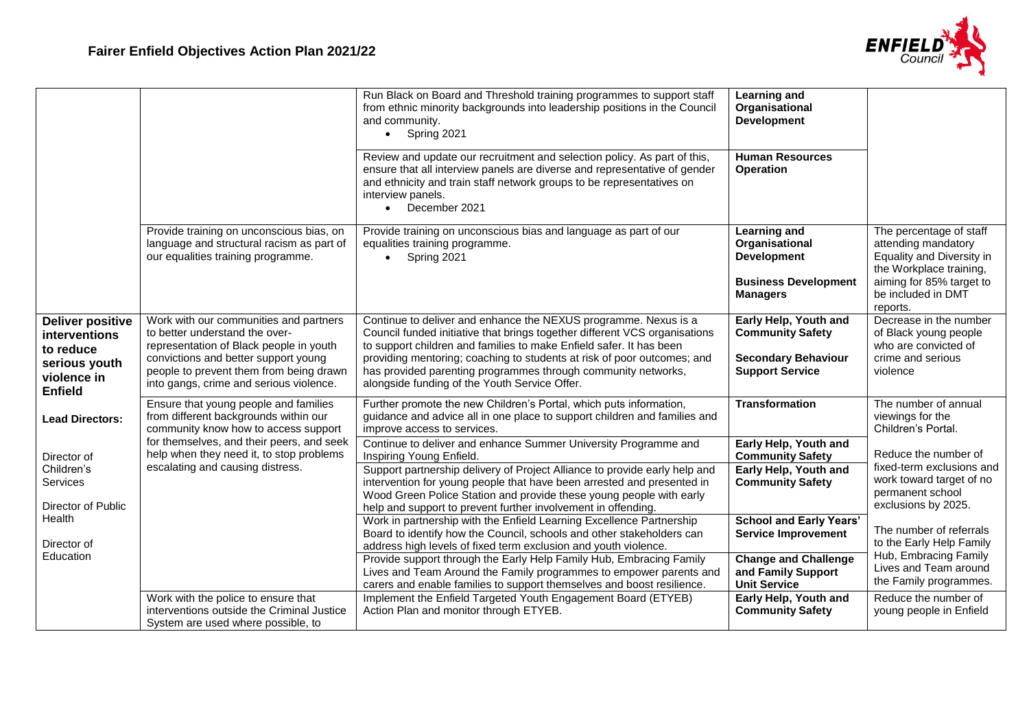# Fairer Enfield Objectives Action Plan 2021/22

| | | | | |
|---|---|---|---|---|
| | | Run Black on Board and Threshold training programmes to support staff from ethnic minority backgrounds into leadership positions in the Council and community.<br>• Spring 2021 | **Learning and Organisational Development** | |
| | | Review and update our recruitment and selection policy. As part of this, ensure that all interview panels are diverse and representative of gender and ethnicity and train staff network groups to be representatives on interview panels.<br>• December 2021 | **Human Resources Operation** | |
| | Provide training on unconscious bias, on language and structural racism as part of our equalities training programme. | Provide training on unconscious bias and language as part of our equalities training programme.<br>• Spring 2021 | **Learning and Organisational Development**<br><br>**Business Development Managers** | The percentage of staff attending mandatory Equality and Diversity in the Workplace training, aiming for 85% target to be included in DMT reports. |
| **Deliver positive interventions to reduce serious youth violence in Enfield**<br><br>**Lead Directors:**<br><br>Director of Children's Services<br><br>Director of Public Health<br><br>Director of Education | Work with our communities and partners to better understand the over-representation of Black people in youth convictions and better support young people to prevent them from being drawn into gangs, crime and serious violence. | Continue to deliver and enhance the NEXUS programme. Nexus is a Council funded initiative that brings together different VCS organisations to support children and families to make Enfield safer. It has been providing mentoring; coaching to students at risk of poor outcomes; and has provided parenting programmes through community networks, alongside funding of the Youth Service Offer. | **Early Help, Youth and Community Safety**<br><br>**Secondary Behaviour Support Service** | Decrease in the number of Black young people who are convicted of crime and serious violence |
| | Ensure that young people and families from different backgrounds within our community know how to access support for themselves, and their peers, and seek help when they need it, to stop problems escalating and causing distress. | Further promote the new Children's Portal, which puts information, guidance and advice all in one place to support children and families and improve access to services. | **Transformation** | The number of annual viewings for the Children's Portal. |
| | | Continue to deliver and enhance Summer University Programme and Inspiring Young Enfield. | **Early Help, Youth and Community Safety** | Reduce the number of fixed-term exclusions and work toward target of no permanent school exclusions by 2025.<br><br>The number of referrals to the Early Help Family Hub, Embracing Family Lives and Team around the Family programmes. |
| | | Support partnership delivery of Project Alliance to provide early help and intervention for young people that have been arrested and presented in Wood Green Police Station and provide these young people with early help and support to prevent further involvement in offending. | **Early Help, Youth and Community Safety** | |
| | | Work in partnership with the Enfield Learning Excellence Partnership Board to identify how the Council, schools and other stakeholders can address high levels of fixed term exclusion and youth violence. | **School and Early Years' Service Improvement** | |
| | | Provide support through the Early Help Family Hub, Embracing Family Lives and Team Around the Family programmes to empower parents and carers and enable families to support themselves and boost resilience. | **Change and Challenge and Family Support Unit Service** | |
| | Work with the police to ensure that interventions outside the Criminal Justice System are used where possible, to | Implement the Enfield Targeted Youth Engagement Board (ETYEB) Action Plan and monitor through ETYEB. | **Early Help, Youth and Community Safety** | Reduce the number of young people in Enfield |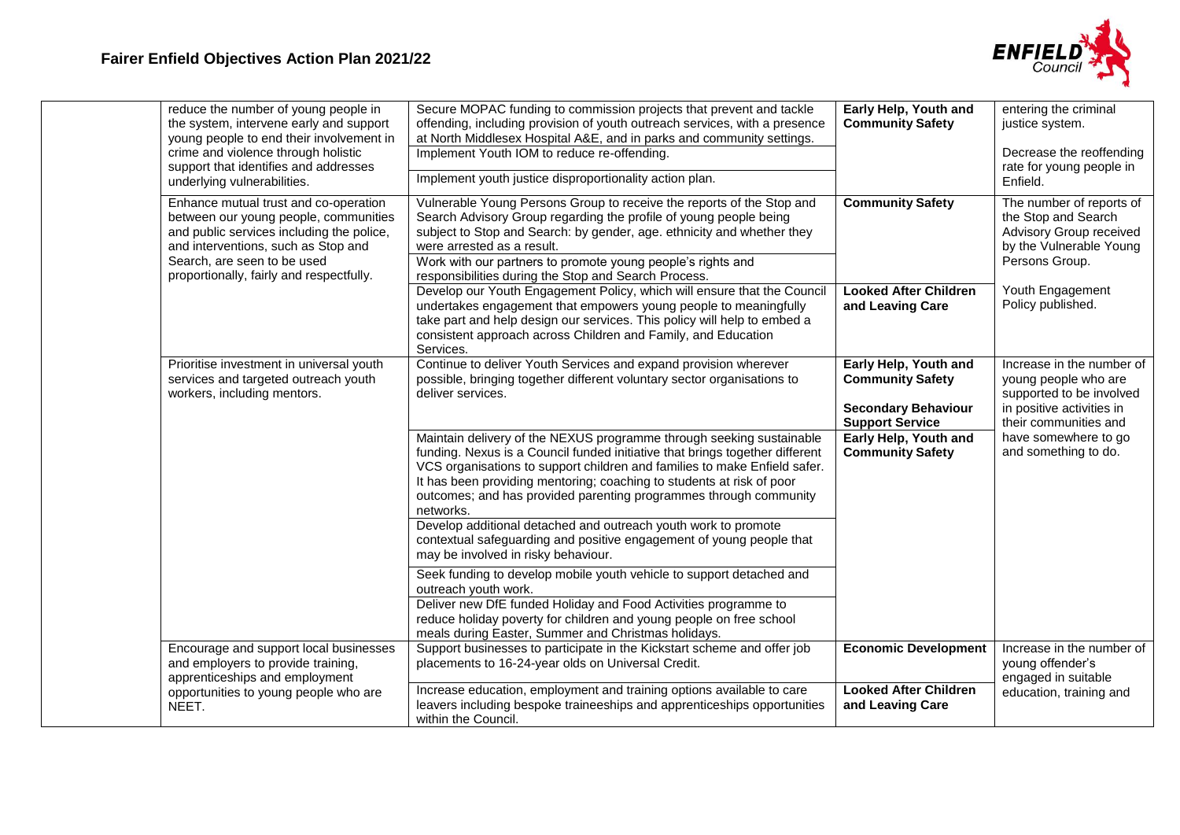# Fairer Enfield Objectives Action Plan 2021/22

| | | | | |
|---|---|---|---|---|
| | reduce the number of young people in the system, intervene early and support young people to end their involvement in crime and violence through holistic support that identifies and addresses underlying vulnerabilities. | Secure MOPAC funding to commission projects that prevent and tackle offending, including provision of youth outreach services, with a presence at North Middlesex Hospital A&E, and in parks and community settings. | **Early Help, Youth and Community Safety** | entering the criminal justice system. |
| | | Implement Youth IOM to reduce re-offending. | | Decrease the reoffending rate for young people in Enfield. |
| | | Implement youth justice disproportionality action plan. | | |
| | Enhance mutual trust and co-operation between our young people, communities and public services including the police, and interventions, such as Stop and Search, are seen to be used proportionally, fairly and respectfully. | Vulnerable Young Persons Group to receive the reports of the Stop and Search Advisory Group regarding the profile of young people being subject to Stop and Search: by gender, age. ethnicity and whether they were arrested as a result. | **Community Safety** | The number of reports of the Stop and Search Advisory Group received by the Vulnerable Young Persons Group. |
| | | Work with our partners to promote young people's rights and responsibilities during the Stop and Search Process. | | |
| | | Develop our Youth Engagement Policy, which will ensure that the Council undertakes engagement that empowers young people to meaningfully take part and help design our services. This policy will help to embed a consistent approach across Children and Family, and Education Services. | **Looked After Children and Leaving Care** | Youth Engagement Policy published. |
| | Prioritise investment in universal youth services and targeted outreach youth workers, including mentors. | Continue to deliver Youth Services and expand provision wherever possible, bringing together different voluntary sector organisations to deliver services. | **Early Help, Youth and Community Safety**<br><br>**Secondary Behaviour Support Service** | Increase in the number of young people who are supported to be involved in positive activities in their communities and have somewhere to go and something to do. |
| | | Maintain delivery of the NEXUS programme through seeking sustainable funding. Nexus is a Council funded initiative that brings together different VCS organisations to support children and families to make Enfield safer. It has been providing mentoring; coaching to students at risk of poor outcomes; and has provided parenting programmes through community networks. | **Early Help, Youth and Community Safety** | |
| | | Develop additional detached and outreach youth work to promote contextual safeguarding and positive engagement of young people that may be involved in risky behaviour. | | |
| | | Seek funding to develop mobile youth vehicle to support detached and outreach youth work. | | |
| | | Deliver new DfE funded Holiday and Food Activities programme to reduce holiday poverty for children and young people on free school meals during Easter, Summer and Christmas holidays. | | |
| | Encourage and support local businesses and employers to provide training, apprenticeships and employment opportunities to young people who are NEET. | Support businesses to participate in the Kickstart scheme and offer job placements to 16-24-year olds on Universal Credit. | **Economic Development** | Increase in the number of young offender's engaged in suitable education, training and |
| | | Increase education, employment and training options available to care leavers including bespoke traineeships and apprenticeships opportunities within the Council. | **Looked After Children and Leaving Care** | |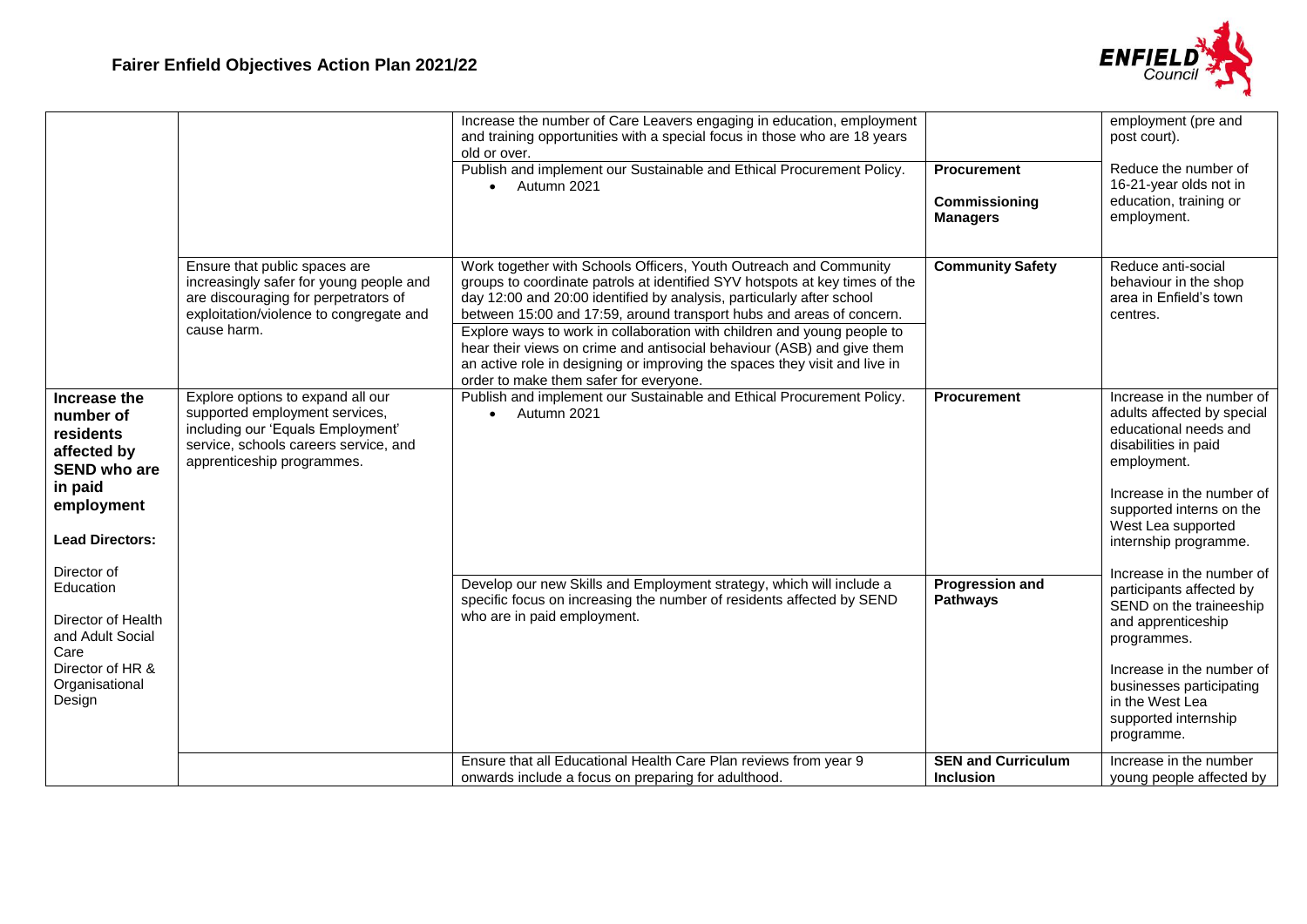# Fairer Enfield Objectives Action Plan 2021/22

| | | | | |
|---|---|---|---|---|
| | | Increase the number of Care Leavers engaging in education, employment and training opportunities with a special focus in those who are 18 years old or over. | | employment (pre and post court). |
| | | Publish and implement our Sustainable and Ethical Procurement Policy.<br>• Autumn 2021 | **Procurement**<br><br>**Commissioning Managers** | Reduce the number of 16-21-year olds not in education, training or employment. |
| | Ensure that public spaces are increasingly safer for young people and are discouraging for perpetrators of exploitation/violence to congregate and cause harm. | Work together with Schools Officers, Youth Outreach and Community groups to coordinate patrols at identified SYV hotspots at key times of the day 12:00 and 20:00 identified by analysis, particularly after school between 15:00 and 17:59, around transport hubs and areas of concern.<br><br>Explore ways to work in collaboration with children and young people to hear their views on crime and antisocial behaviour (ASB) and give them an active role in designing or improving the spaces they visit and live in order to make them safer for everyone. | **Community Safety** | Reduce anti-social behaviour in the shop area in Enfield's town centres. |
| **Increase the number of residents affected by SEND who are in paid employment**<br><br>**Lead Directors:**<br><br>Director of Education<br><br>Director of Health and Adult Social Care<br><br>Director of HR & Organisational Design | Explore options to expand all our supported employment services, including our 'Equals Employment' service, schools careers service, and apprenticeship programmes. | Publish and implement our Sustainable and Ethical Procurement Policy.<br>• Autumn 2021 | **Procurement** | Increase in the number of adults affected by special educational needs and disabilities in paid employment.<br><br>Increase in the number of supported interns on the West Lea supported internship programme. |
| | | Develop our new Skills and Employment strategy, which will include a specific focus on increasing the number of residents affected by SEND who are in paid employment. | **Progression and Pathways** | Increase in the number of participants affected by SEND on the traineeship and apprenticeship programmes.<br><br>Increase in the number of businesses participating in the West Lea supported internship programme. |
| | | Ensure that all Educational Health Care Plan reviews from year 9 onwards include a focus on preparing for adulthood. | **SEN and Curriculum Inclusion** | Increase in the number young people affected by |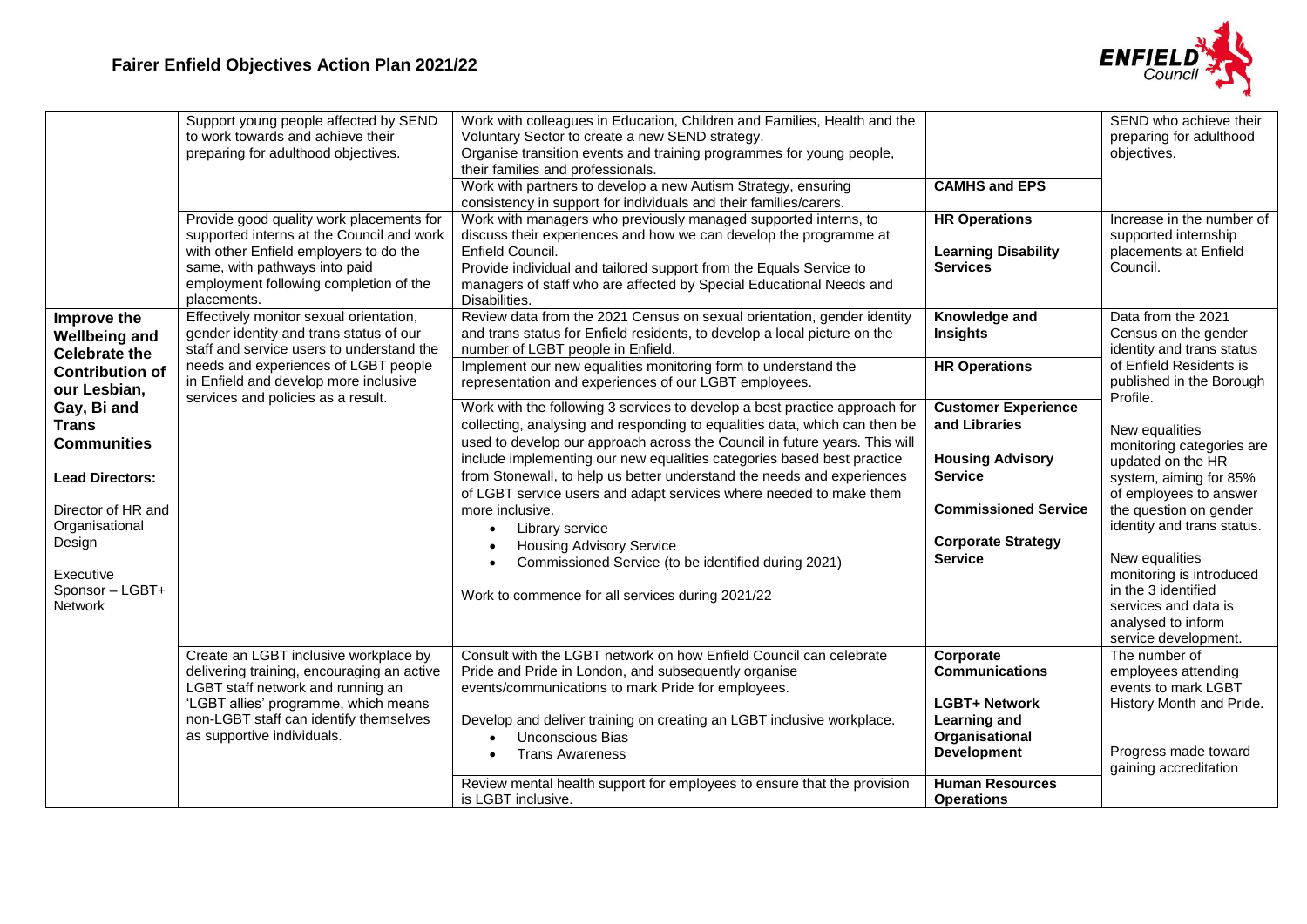# Fairer Enfield Objectives Action Plan 2021/22

| | | | | |
|---|---|---|---|---|
| | Support young people affected by SEND to work towards and achieve their preparing for adulthood objectives. | Work with colleagues in Education, Children and Families, Health and the Voluntary Sector to create a new SEND strategy. | | SEND who achieve their preparing for adulthood objectives. |
| | | Organise transition events and training programmes for young people, their families and professionals. | | |
| | | Work with partners to develop a new Autism Strategy, ensuring consistency in support for individuals and their families/carers. | **CAMHS and EPS** | |
| | Provide good quality work placements for supported interns at the Council and work with other Enfield employers to do the same, with pathways into paid employment following completion of the placements. | Work with managers who previously managed supported interns, to discuss their experiences and how we can develop the programme at Enfield Council. | **HR Operations**<br><br>**Learning Disability Services** | Increase in the number of supported internship placements at Enfield Council. |
| | | Provide individual and tailored support from the Equals Service to managers of staff who are affected by Special Educational Needs and Disabilities. | | |
| **Improve the Wellbeing and Celebrate the Contribution of our Lesbian, Gay, Bi and Trans Communities**<br><br>**Lead Directors:**<br><br>Director of HR and Organisational Design<br><br>Executive Sponsor – LGBT+ Network | Effectively monitor sexual orientation, gender identity and trans status of our staff and service users to understand the needs and experiences of LGBT people in Enfield and develop more inclusive services and policies as a result. | Review data from the 2021 Census on sexual orientation, gender identity and trans status for Enfield residents, to develop a local picture on the number of LGBT people in Enfield. | **Knowledge and Insights** | Data from the 2021 Census on the gender identity and trans status of Enfield Residents is published in the Borough Profile.<br><br>New equalities monitoring categories are updated on the HR system, aiming for 85% of employees to answer the question on gender identity and trans status.<br><br>New equalities monitoring is introduced in the 3 identified services and data is analysed to inform service development. |
| | | Implement our new equalities monitoring form to understand the representation and experiences of our LGBT employees. | **HR Operations** | |
| | | Work with the following 3 services to develop a best practice approach for collecting, analysing and responding to equalities data, which can then be used to develop our approach across the Council in future years. This will include implementing our new equalities categories based best practice from Stonewall, to help us better understand the needs and experiences of LGBT service users and adapt services where needed to make them more inclusive.<br>• Library service<br>• Housing Advisory Service<br>• Commissioned Service (to be identified during 2021)<br><br>Work to commence for all services during 2021/22 | **Customer Experience and Libraries**<br><br>**Housing Advisory Service**<br><br>**Commissioned Service**<br><br>**Corporate Strategy Service** | |
| | Create an LGBT inclusive workplace by delivering training, encouraging an active LGBT staff network and running an 'LGBT allies' programme, which means non-LGBT staff can identify themselves as supportive individuals. | Consult with the LGBT network on how Enfield Council can celebrate Pride and Pride in London, and subsequently organise events/communications to mark Pride for employees. | **Corporate Communications**<br><br>**LGBT+ Network** | The number of employees attending events to mark LGBT History Month and Pride. |
| | | Develop and deliver training on creating an LGBT inclusive workplace.<br>• Unconscious Bias<br>• Trans Awareness | **Learning and Organisational Development** | Progress made toward gaining accreditation |
| | | Review mental health support for employees to ensure that the provision is LGBT inclusive. | **Human Resources Operations** | |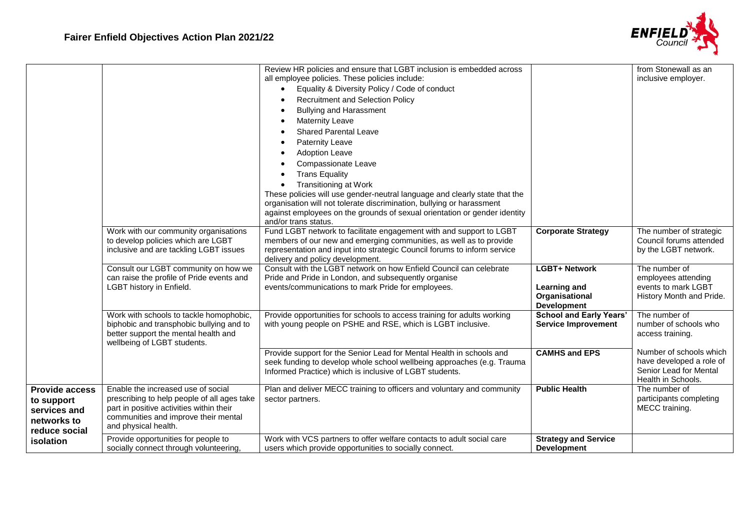# Fairer Enfield Objectives Action Plan 2021/22

| | | | | |
|---|---|---|---|---|
| | | Review HR policies and ensure that LGBT inclusion is embedded across all employee policies. These policies include:<br>• Equality & Diversity Policy / Code of conduct<br>• Recruitment and Selection Policy<br>• Bullying and Harassment<br>• Maternity Leave<br>• Shared Parental Leave<br>• Paternity Leave<br>• Adoption Leave<br>• Compassionate Leave<br>• Trans Equality<br>• Transitioning at Work<br>These policies will use gender-neutral language and clearly state that the organisation will not tolerate discrimination, bullying or harassment against employees on the grounds of sexual orientation or gender identity and/or trans status. | | from Stonewall as an inclusive employer. |
| | Work with our community organisations to develop policies which are LGBT inclusive and are tackling LGBT issues | Fund LGBT network to facilitate engagement with and support to LGBT members of our new and emerging communities, as well as to provide representation and input into strategic Council forums to inform service delivery and policy development. | **Corporate Strategy** | The number of strategic Council forums attended by the LGBT network. |
| | Consult our LGBT community on how we can raise the profile of Pride events and LGBT history in Enfield. | Consult with the LGBT network on how Enfield Council can celebrate Pride and Pride in London, and subsequently organise events/communications to mark Pride for employees. | **LGBT+ Network**<br><br>**Learning and Organisational Development** | The number of employees attending events to mark LGBT History Month and Pride. |
| | Work with schools to tackle homophobic, biphobic and transphobic bullying and to better support the mental health and wellbeing of LGBT students. | Provide opportunities for schools to access training for adults working with young people on PSHE and RSE, which is LGBT inclusive. | **School and Early Years' Service Improvement** | The number of number of schools who access training. |
| | | Provide support for the Senior Lead for Mental Health in schools and seek funding to develop whole school wellbeing approaches (e.g. Trauma Informed Practice) which is inclusive of LGBT students. | **CAMHS and EPS** | Number of schools which have developed a role of Senior Lead for Mental Health in Schools. |
| **Provide access to support services and networks to reduce social isolation** | Enable the increased use of social prescribing to help people of all ages take part in positive activities within their communities and improve their mental and physical health. | Plan and deliver MECC training to officers and voluntary and community sector partners. | **Public Health** | The number of participants completing MECC training. |
| | Provide opportunities for people to socially connect through volunteering, | Work with VCS partners to offer welfare contacts to adult social care users which provide opportunities to socially connect. | **Strategy and Service Development** | |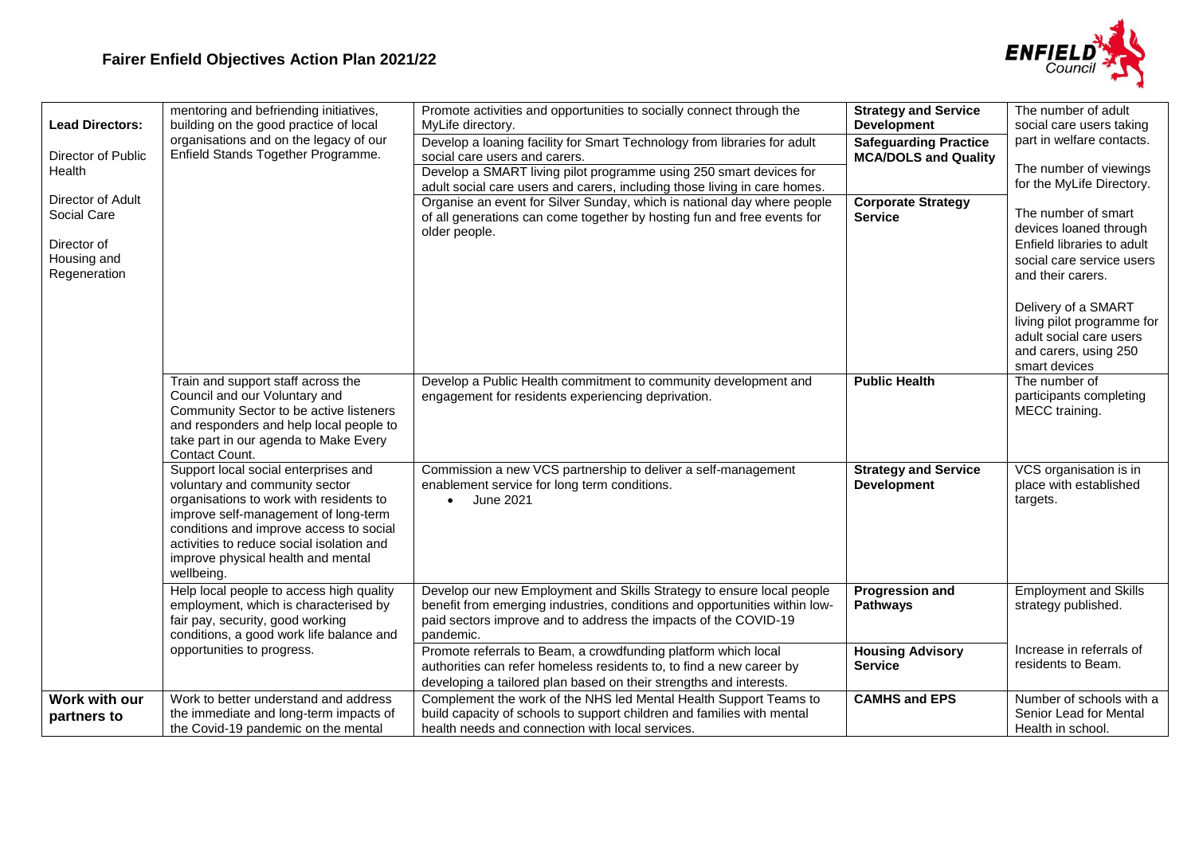# Fairer Enfield Objectives Action Plan 2021/22

| | | | | |
|---|---|---|---|---|
| **Lead Directors:**<br><br>Director of Public Health<br><br>Director of Adult Social Care<br><br>Director of Housing and Regeneration | mentoring and befriending initiatives, building on the good practice of local organisations and on the legacy of our Enfield Stands Together Programme. | Promote activities and opportunities to socially connect through the MyLife directory. | **Strategy and Service Development** | The number of adult social care users taking part in welfare contacts.<br><br>The number of viewings for the MyLife Directory.<br><br>The number of smart devices loaned through Enfield libraries to adult social care service users and their carers.<br><br>Delivery of a SMART living pilot programme for adult social care users and carers, using 250 smart devices |
| | | Develop a loaning facility for Smart Technology from libraries for adult social care users and carers.<br>Develop a SMART living pilot programme using 250 smart devices for adult social care users and carers, including those living in care homes. | **Safeguarding Practice MCA/DOLS and Quality** | |
| | | Organise an event for Silver Sunday, which is national day where people of all generations can come together by hosting fun and free events for older people. | **Corporate Strategy Service** | |
| | Train and support staff across the Council and our Voluntary and Community Sector to be active listeners and responders and help local people to take part in our agenda to Make Every Contact Count. | Develop a Public Health commitment to community development and engagement for residents experiencing deprivation. | **Public Health** | The number of participants completing MECC training. |
| | Support local social enterprises and voluntary and community sector organisations to work with residents to improve self-management of long-term conditions and improve access to social activities to reduce social isolation and improve physical health and mental wellbeing. | Commission a new VCS partnership to deliver a self-management enablement service for long term conditions.<br>• June 2021 | **Strategy and Service Development** | VCS organisation is in place with established targets. |
| | Help local people to access high quality employment, which is characterised by fair pay, security, good working conditions, a good work life balance and opportunities to progress. | Develop our new Employment and Skills Strategy to ensure local people benefit from emerging industries, conditions and opportunities within low-paid sectors improve and to address the impacts of the COVID-19 pandemic. | **Progression and Pathways** | Employment and Skills strategy published. |
| | | Promote referrals to Beam, a crowdfunding platform which local authorities can refer homeless residents to, to find a new career by developing a tailored plan based on their strengths and interests. | **Housing Advisory Service** | Increase in referrals of residents to Beam. |
| **Work with our partners to** | Work to better understand and address the immediate and long-term impacts of the Covid-19 pandemic on the mental | Complement the work of the NHS led Mental Health Support Teams to build capacity of schools to support children and families with mental health needs and connection with local services. | **CAMHS and EPS** | Number of schools with a Senior Lead for Mental Health in school. |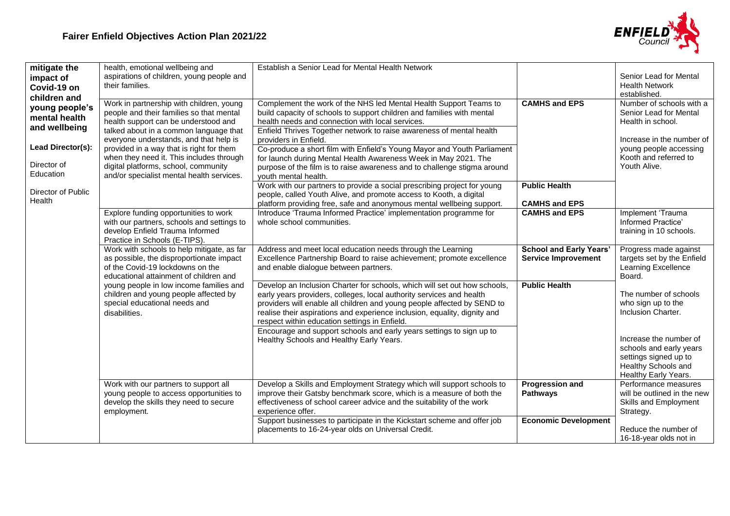# Fairer Enfield Objectives Action Plan 2021/22

| | | | | |
|---|---|---|---|---|
| **mitigate the impact of Covid-19 on children and young people's mental health and wellbeing**<br><br>**Lead Director(s):**<br><br>Director of Education<br><br>Director of Public Health | health, emotional wellbeing and aspirations of children, young people and their families. | Establish a Senior Lead for Mental Health Network | | Senior Lead for Mental Health Network established. |
| | Work in partnership with children, young people and their families so that mental health support can be understood and talked about in a common language that everyone understands, and that help is provided in a way that is right for them when they need it. This includes through digital platforms, school, community and/or specialist mental health services. | Complement the work of the NHS led Mental Health Support Teams to build capacity of schools to support children and families with mental health needs and connection with local services. | **CAMHS and EPS** | Number of schools with a Senior Lead for Mental Health in school.<br><br>Increase in the number of young people accessing Kooth and referred to Youth Alive. |
| | | Enfield Thrives Together network to raise awareness of mental health providers in Enfield. | | |
| | | Co-produce a short film with Enfield's Young Mayor and Youth Parliament for launch during Mental Health Awareness Week in May 2021. The purpose of the film is to raise awareness and to challenge stigma around youth mental health. | | |
| | | Work with our partners to provide a social prescribing project for young people, called Youth Alive, and promote access to Kooth, a digital platform providing free, safe and anonymous mental wellbeing support. | **Public Health**<br><br>**CAMHS and EPS** | |
| | Explore funding opportunities to work with our partners, schools and settings to develop Enfield Trauma Informed Practice in Schools (E-TIPS). | Introduce 'Trauma Informed Practice' implementation programme for whole school communities. | **CAMHS and EPS** | Implement 'Trauma Informed Practice' training in 10 schools. |
| | Work with schools to help mitigate, as far as possible, the disproportionate impact of the Covid-19 lockdowns on the educational attainment of children and young people in low income families and children and young people affected by special educational needs and disabilities. | Address and meet local education needs through the Learning Excellence Partnership Board to raise achievement; promote excellence and enable dialogue between partners. | **School and Early Years' Service Improvement** | Progress made against targets set by the Enfield Learning Excellence Board. |
| | | Develop an Inclusion Charter for schools, which will set out how schools, early years providers, colleges, local authority services and health providers will enable all children and young people affected by SEND to realise their aspirations and experience inclusion, equality, dignity and respect within education settings in Enfield. | **Public Health** | The number of schools who sign up to the Inclusion Charter. |
| | | Encourage and support schools and early years settings to sign up to Healthy Schools and Healthy Early Years. | | Increase the number of schools and early years settings signed up to Healthy Schools and Healthy Early Years. |
| | Work with our partners to support all young people to access opportunities to develop the skills they need to secure employment. | Develop a Skills and Employment Strategy which will support schools to improve their Gatsby benchmark score, which is a measure of both the effectiveness of school career advice and the suitability of the work experience offer. | **Progression and Pathways** | Performance measures will be outlined in the new Skills and Employment Strategy. |
| | | Support businesses to participate in the Kickstart scheme and offer job placements to 16-24-year olds on Universal Credit. | **Economic Development** | Reduce the number of 16-18-year olds not in |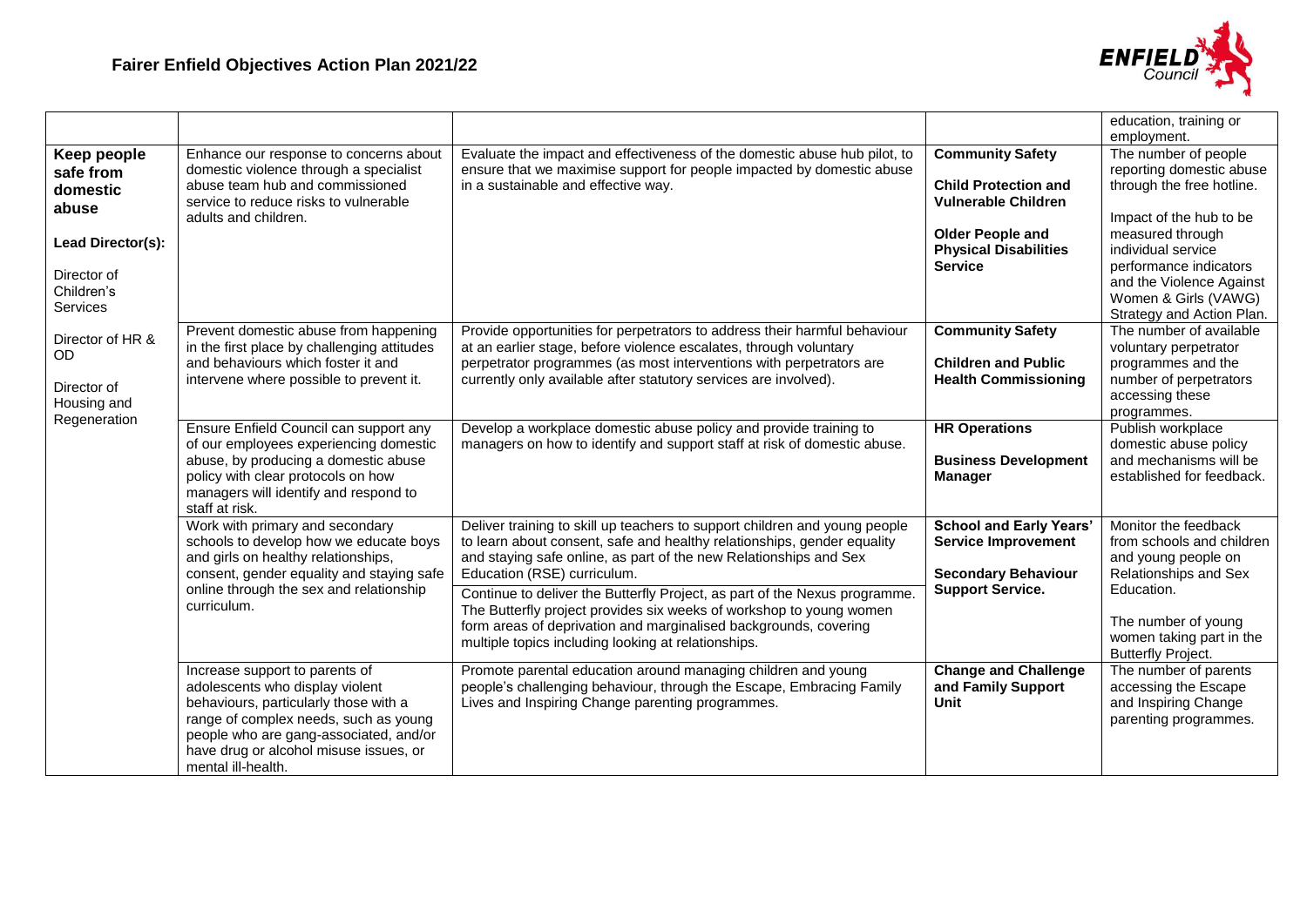# Fairer Enfield Objectives Action Plan 2021/22

| | | | | |
|---|---|---|---|---|
| | | | | education, training or employment. |
| **Keep people safe from domestic abuse**<br><br>**Lead Director(s):**<br><br>Director of Children's Services<br><br>Director of HR & OD<br><br>Director of Housing and Regeneration | Enhance our response to concerns about domestic violence through a specialist abuse team hub and commissioned service to reduce risks to vulnerable adults and children. | Evaluate the impact and effectiveness of the domestic abuse hub pilot, to ensure that we maximise support for people impacted by domestic abuse in a sustainable and effective way. | **Community Safety**<br><br>**Child Protection and Vulnerable Children**<br><br>**Older People and Physical Disabilities Service** | The number of people reporting domestic abuse through the free hotline.<br><br>Impact of the hub to be measured through individual service performance indicators and the Violence Against Women & Girls (VAWG) Strategy and Action Plan. |
| | Prevent domestic abuse from happening in the first place by challenging attitudes and behaviours which foster it and intervene where possible to prevent it. | Provide opportunities for perpetrators to address their harmful behaviour at an earlier stage, before violence escalates, through voluntary perpetrator programmes (as most interventions with perpetrators are currently only available after statutory services are involved). | **Community Safety**<br><br>**Children and Public Health Commissioning** | The number of available voluntary perpetrator programmes and the number of perpetrators accessing these programmes. |
| | Ensure Enfield Council can support any of our employees experiencing domestic abuse, by producing a domestic abuse policy with clear protocols on how managers will identify and respond to staff at risk. | Develop a workplace domestic abuse policy and provide training to managers on how to identify and support staff at risk of domestic abuse. | **HR Operations**<br><br>**Business Development Manager** | Publish workplace domestic abuse policy and mechanisms will be established for feedback. |
| | Work with primary and secondary schools to develop how we educate boys and girls on healthy relationships, consent, gender equality and staying safe online through the sex and relationship curriculum. | Deliver training to skill up teachers to support children and young people to learn about consent, safe and healthy relationships, gender equality and staying safe online, as part of the new Relationships and Sex Education (RSE) curriculum.<br><br>Continue to deliver the Butterfly Project, as part of the Nexus programme. The Butterfly project provides six weeks of workshop to young women form areas of deprivation and marginalised backgrounds, covering multiple topics including looking at relationships. | **School and Early Years' Service Improvement**<br><br>**Secondary Behaviour Support Service.** | Monitor the feedback from schools and children and young people on Relationships and Sex Education.<br><br>The number of young women taking part in the Butterfly Project. |
| | Increase support to parents of adolescents who display violent behaviours, particularly those with a range of complex needs, such as young people who are gang-associated, and/or have drug or alcohol misuse issues, or mental ill-health. | Promote parental education around managing children and young people's challenging behaviour, through the Escape, Embracing Family Lives and Inspiring Change parenting programmes. | **Change and Challenge and Family Support Unit** | The number of parents accessing the Escape and Inspiring Change parenting programmes. |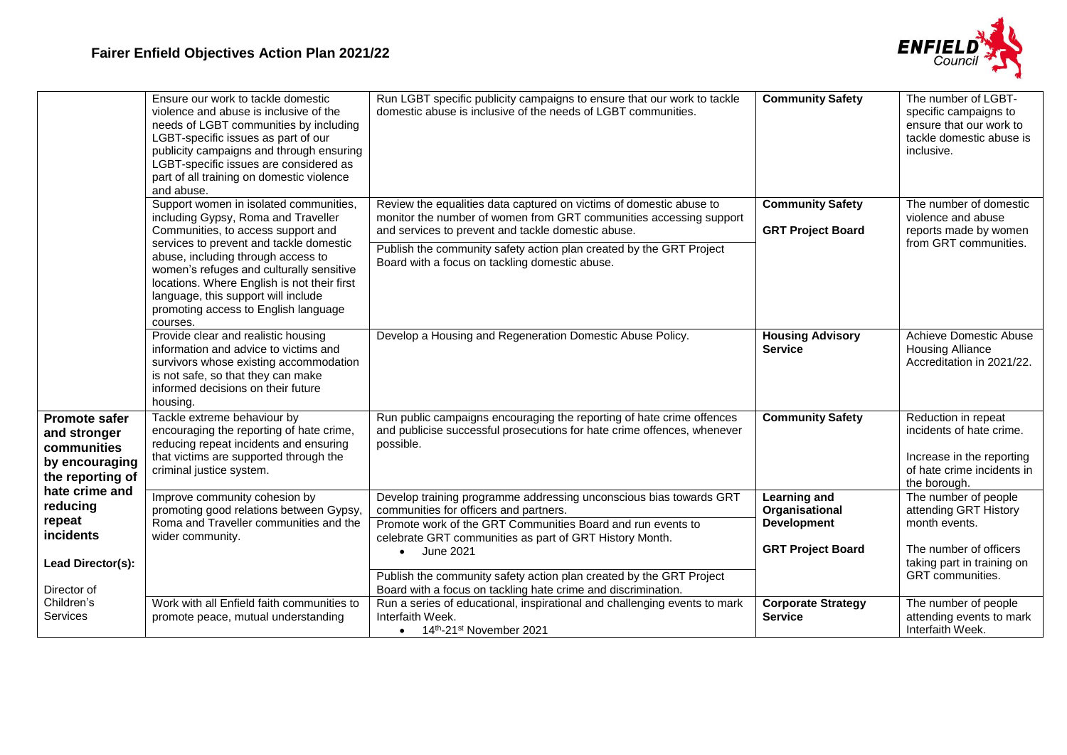# Fairer Enfield Objectives Action Plan 2021/22

| | | | | |
|---|---|---|---|---|
| | Ensure our work to tackle domestic violence and abuse is inclusive of the needs of LGBT communities by including LGBT-specific issues as part of our publicity campaigns and through ensuring LGBT-specific issues are considered as part of all training on domestic violence and abuse. | Run LGBT specific publicity campaigns to ensure that our work to tackle domestic abuse is inclusive of the needs of LGBT communities. | **Community Safety** | The number of LGBT-specific campaigns to ensure that our work to tackle domestic abuse is inclusive. |
| | Support women in isolated communities, including Gypsy, Roma and Traveller Communities, to access support and services to prevent and tackle domestic abuse, including through access to women's refuges and culturally sensitive locations. Where English is not their first language, this support will include promoting access to English language courses. | Review the equalities data captured on victims of domestic abuse to monitor the number of women from GRT communities accessing support and services to prevent and tackle domestic abuse.<br><br>Publish the community safety action plan created by the GRT Project Board with a focus on tackling domestic abuse. | **Community Safety**<br><br>**GRT Project Board** | The number of domestic violence and abuse reports made by women from GRT communities. |
| | Provide clear and realistic housing information and advice to victims and survivors whose existing accommodation is not safe, so that they can make informed decisions on their future housing. | Develop a Housing and Regeneration Domestic Abuse Policy. | **Housing Advisory Service** | Achieve Domestic Abuse Housing Alliance Accreditation in 2021/22. |
| **Promote safer and stronger communities by encouraging the reporting of hate crime and reducing repeat incidents**<br><br>**Lead Director(s):**<br><br>Director of Children's Services | Tackle extreme behaviour by encouraging the reporting of hate crime, reducing repeat incidents and ensuring that victims are supported through the criminal justice system. | Run public campaigns encouraging the reporting of hate crime offences and publicise successful prosecutions for hate crime offences, whenever possible. | **Community Safety** | Reduction in repeat incidents of hate crime.<br><br>Increase in the reporting of hate crime incidents in the borough. |
| | Improve community cohesion by promoting good relations between Gypsy, Roma and Traveller communities and the wider community. | Develop training programme addressing unconscious bias towards GRT communities for officers and partners.<br><br>Promote work of the GRT Communities Board and run events to celebrate GRT communities as part of GRT History Month.<br>• June 2021<br><br>Publish the community safety action plan created by the GRT Project Board with a focus on tackling hate crime and discrimination. | **Learning and Organisational Development**<br><br>**GRT Project Board** | The number of people attending GRT History month events.<br><br>The number of officers taking part in training on GRT communities. |
| | Work with all Enfield faith communities to promote peace, mutual understanding | Run a series of educational, inspirational and challenging events to mark Interfaith Week.<br>• 14th-21st November 2021 | **Corporate Strategy Service** | The number of people attending events to mark Interfaith Week. |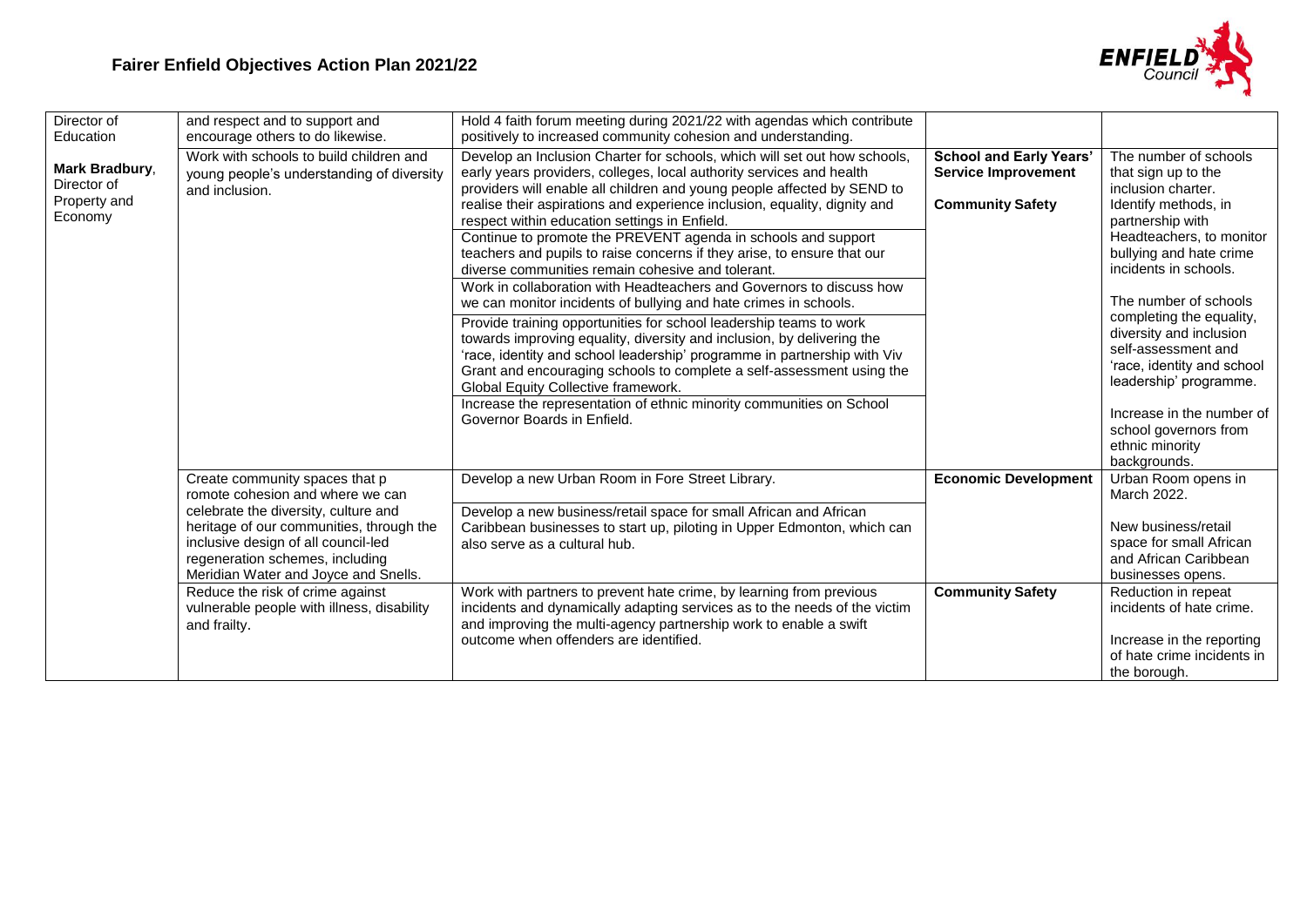# Fairer Enfield Objectives Action Plan 2021/22

| | | | | |
|---|---|---|---|---|
| Director of Education<br><br>**Mark Bradbury**, Director of Property and Economy | and respect and to support and encourage others to do likewise. | Hold 4 faith forum meeting during 2021/22 with agendas which contribute positively to increased community cohesion and understanding. | | |
| | Work with schools to build children and young people's understanding of diversity and inclusion. | Develop an Inclusion Charter for schools, which will set out how schools, early years providers, colleges, local authority services and health providers will enable all children and young people affected by SEND to realise their aspirations and experience inclusion, equality, dignity and respect within education settings in Enfield.<br><br>Continue to promote the PREVENT agenda in schools and support teachers and pupils to raise concerns if they arise, to ensure that our diverse communities remain cohesive and tolerant.<br><br>Work in collaboration with Headteachers and Governors to discuss how we can monitor incidents of bullying and hate crimes in schools.<br><br>Provide training opportunities for school leadership teams to work towards improving equality, diversity and inclusion, by delivering the 'race, identity and school leadership' programme in partnership with Viv Grant and encouraging schools to complete a self-assessment using the Global Equity Collective framework.<br><br>Increase the representation of ethnic minority communities on School Governor Boards in Enfield. | **School and Early Years' Service Improvement**<br><br>**Community Safety** | The number of schools that sign up to the inclusion charter.<br>Identify methods, in partnership with Headteachers, to monitor bullying and hate crime incidents in schools.<br><br>The number of schools completing the equality, diversity and inclusion self-assessment and 'race, identity and school leadership' programme.<br><br>Increase in the number of school governors from ethnic minority backgrounds. |
| | Create community spaces that p romote cohesion and where we can celebrate the diversity, culture and heritage of our communities, through the inclusive design of all council-led regeneration schemes, including Meridian Water and Joyce and Snells. | Develop a new Urban Room in Fore Street Library.<br><br>Develop a new business/retail space for small African and African Caribbean businesses to start up, piloting in Upper Edmonton, which can also serve as a cultural hub. | **Economic Development** | Urban Room opens in March 2022.<br><br>New business/retail space for small African and African Caribbean businesses opens. |
| | Reduce the risk of crime against vulnerable people with illness, disability and frailty. | Work with partners to prevent hate crime, by learning from previous incidents and dynamically adapting services as to the needs of the victim and improving the multi-agency partnership work to enable a swift outcome when offenders are identified. | **Community Safety** | Reduction in repeat incidents of hate crime.<br><br>Increase in the reporting of hate crime incidents in the borough. |